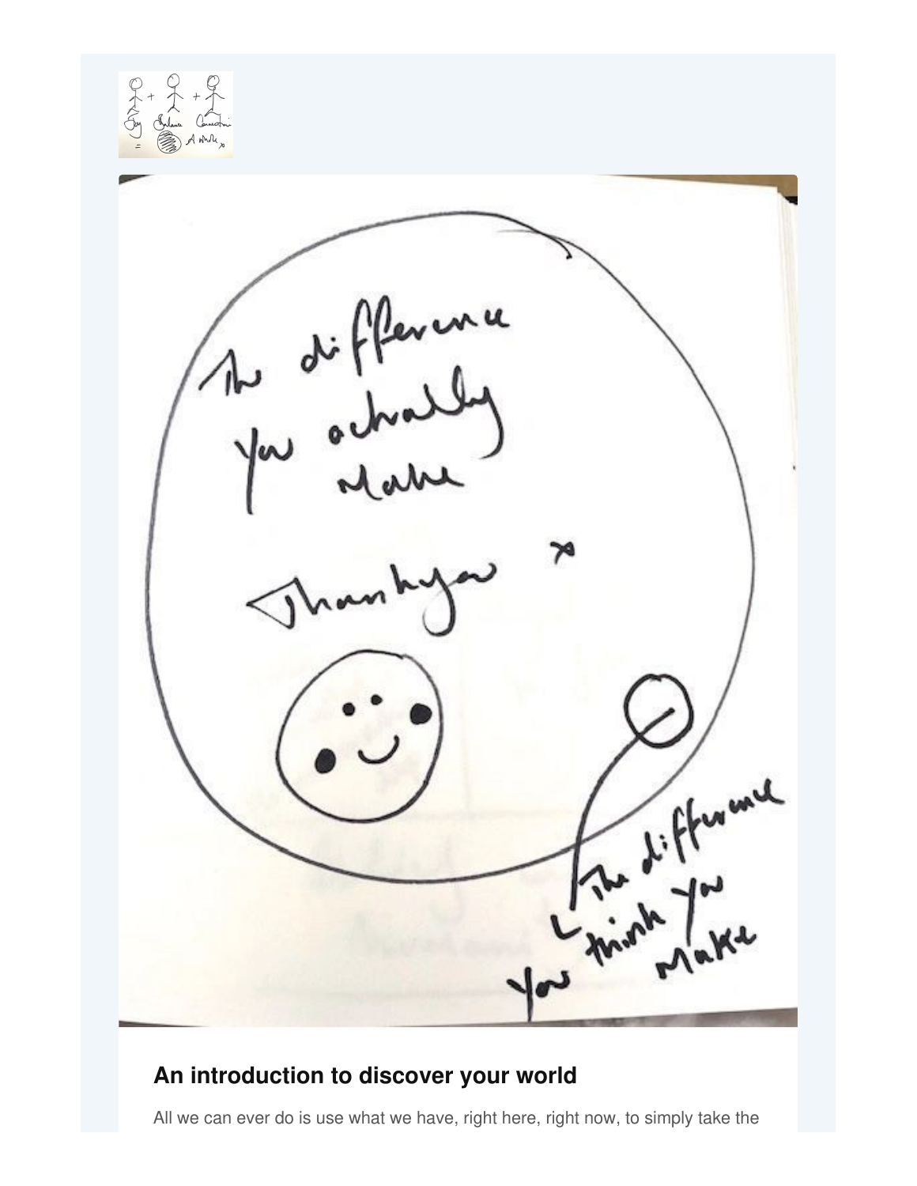The difference you actually make

Thankyou x

The difference you think you make

## An introduction to discover your world

All we can ever do is use what we have, right here, right now, to simply take the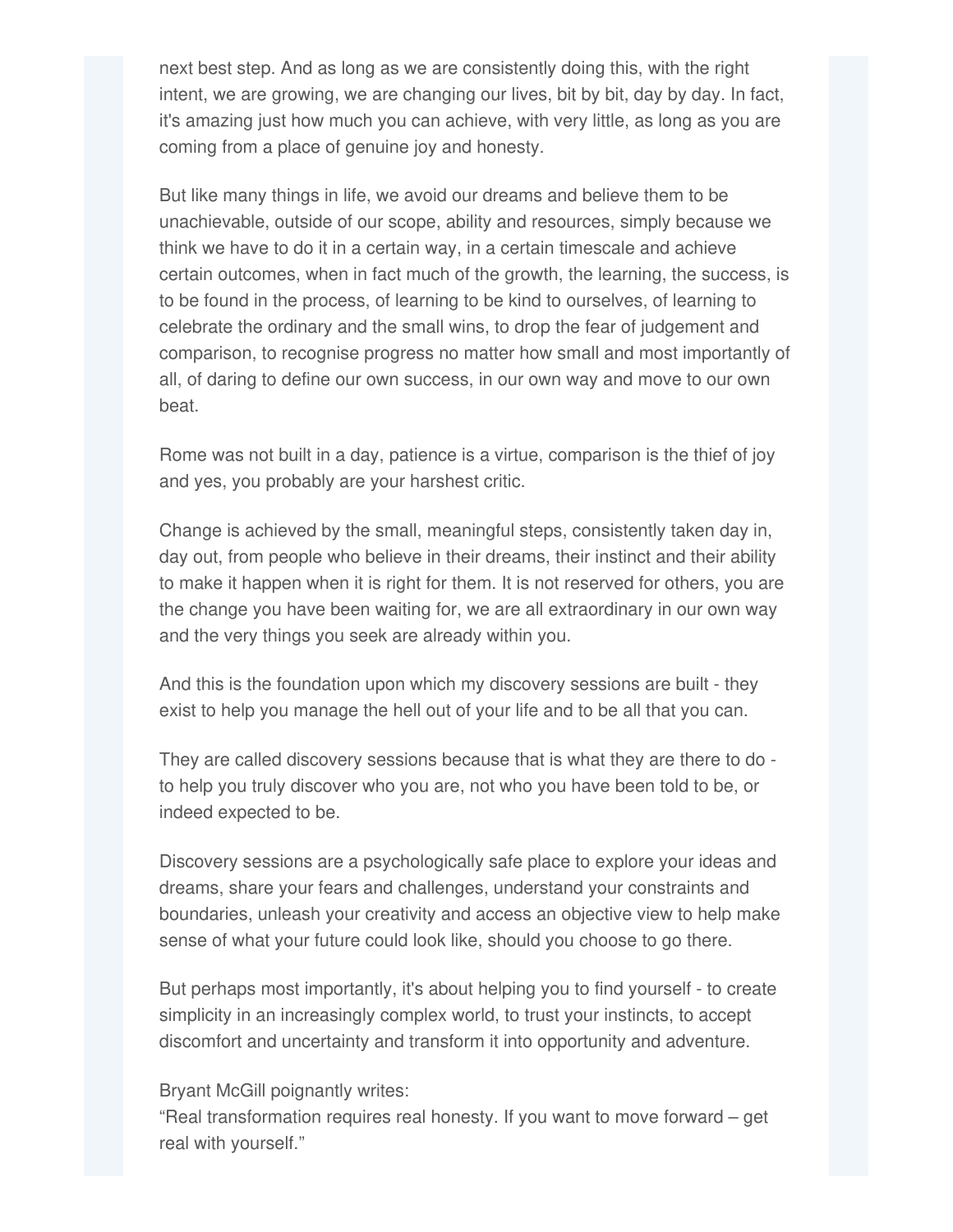next best step. And as long as we are consistently doing this, with the right intent, we are growing, we are changing our lives, bit by bit, day by day. In fact, it's amazing just how much you can achieve, with very little, as long as you are coming from a place of genuine joy and honesty.

But like many things in life, we avoid our dreams and believe them to be unachievable, outside of our scope, ability and resources, simply because we think we have to do it in a certain way, in a certain timescale and achieve certain outcomes, when in fact much of the growth, the learning, the success, is to be found in the process, of learning to be kind to ourselves, of learning to celebrate the ordinary and the small wins, to drop the fear of judgement and comparison, to recognise progress no matter how small and most importantly of all, of daring to define our own success, in our own way and move to our own beat.

Rome was not built in a day, patience is a virtue, comparison is the thief of joy and yes, you probably are your harshest critic.

Change is achieved by the small, meaningful steps, consistently taken day in, day out, from people who believe in their dreams, their instinct and their ability to make it happen when it is right for them. It is not reserved for others, you are the change you have been waiting for, we are all extraordinary in our own way and the very things you seek are already within you.

And this is the foundation upon which my discovery sessions are built - they exist to help you manage the hell out of your life and to be all that you can.

They are called discovery sessions because that is what they are there to do - to help you truly discover who you are, not who you have been told to be, or indeed expected to be.

Discovery sessions are a psychologically safe place to explore your ideas and dreams, share your fears and challenges, understand your constraints and boundaries, unleash your creativity and access an objective view to help make sense of what your future could look like, should you choose to go there.

But perhaps most importantly, it's about helping you to find yourself - to create simplicity in an increasingly complex world, to trust your instincts, to accept discomfort and uncertainty and transform it into opportunity and adventure.

Bryant McGill poignantly writes:
"Real transformation requires real honesty. If you want to move forward – get real with yourself."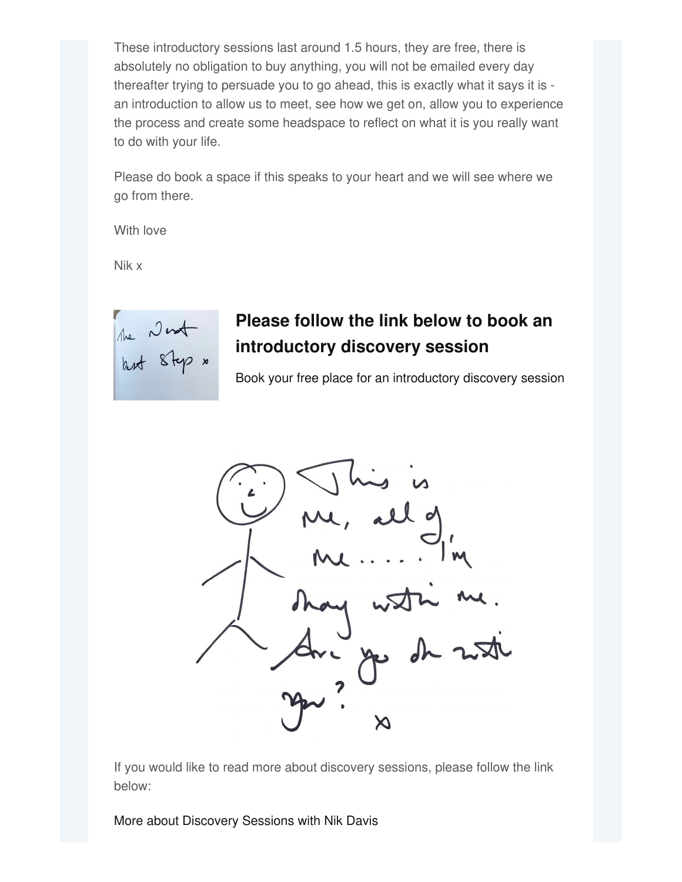These introductory sessions last around 1.5 hours, they are free, there is absolutely no obligation to buy anything, you will not be emailed every day thereafter trying to persuade you to go ahead, this is exactly what it says it is - an introduction to allow us to meet, see how we get on, allow you to experience the process and create some headspace to reflect on what it is you really want to do with your life.

Please do book a space if this speaks to your heart and we will see where we go from there.

With love

Nik x

## Please follow the link below to book an introductory discovery session

Book your free place for an introductory discovery session

If you would like to read more about discovery sessions, please follow the link below:

More about Discovery Sessions with Nik Davis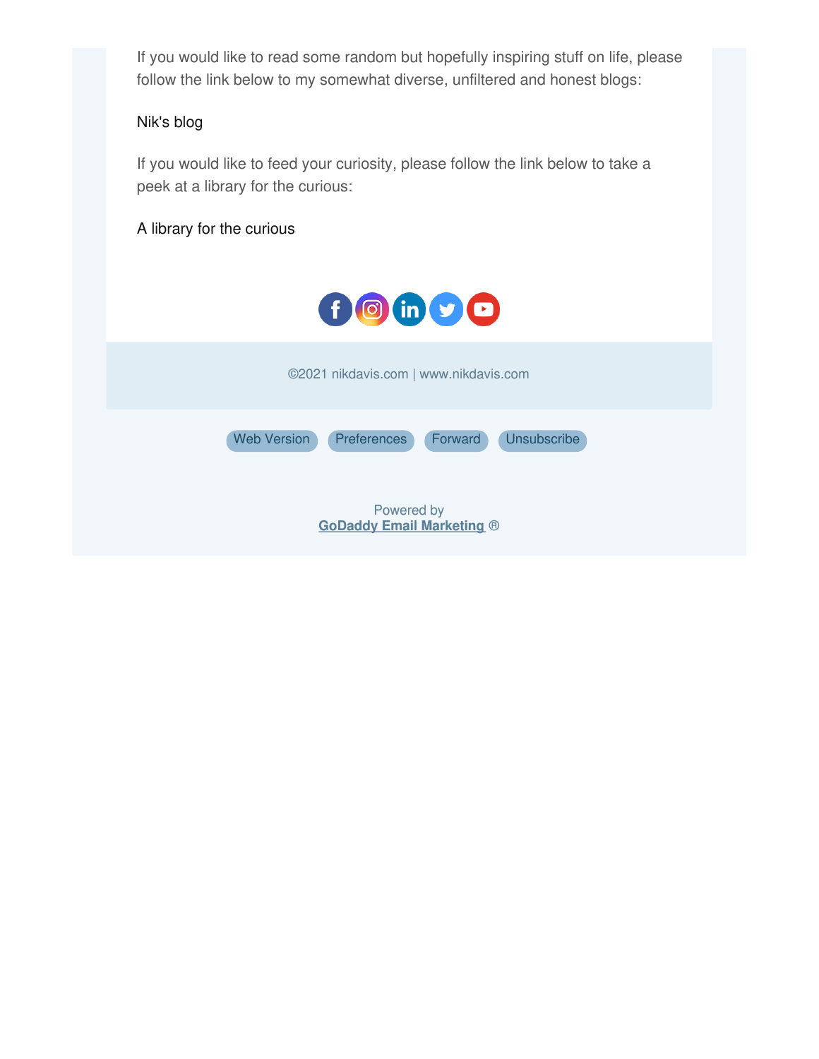If you would like to read some random but hopefully inspiring stuff on life, please follow the link below to my somewhat diverse, unfiltered and honest blogs:

Nik's blog

If you would like to feed your curiosity, please follow the link below to take a peek at a library for the curious:

A library for the curious

©2021 nikdavis.com | www.nikdavis.com

Web Version Preferences Forward Unsubscribe

Powered by
**GoDaddy Email Marketing** ®